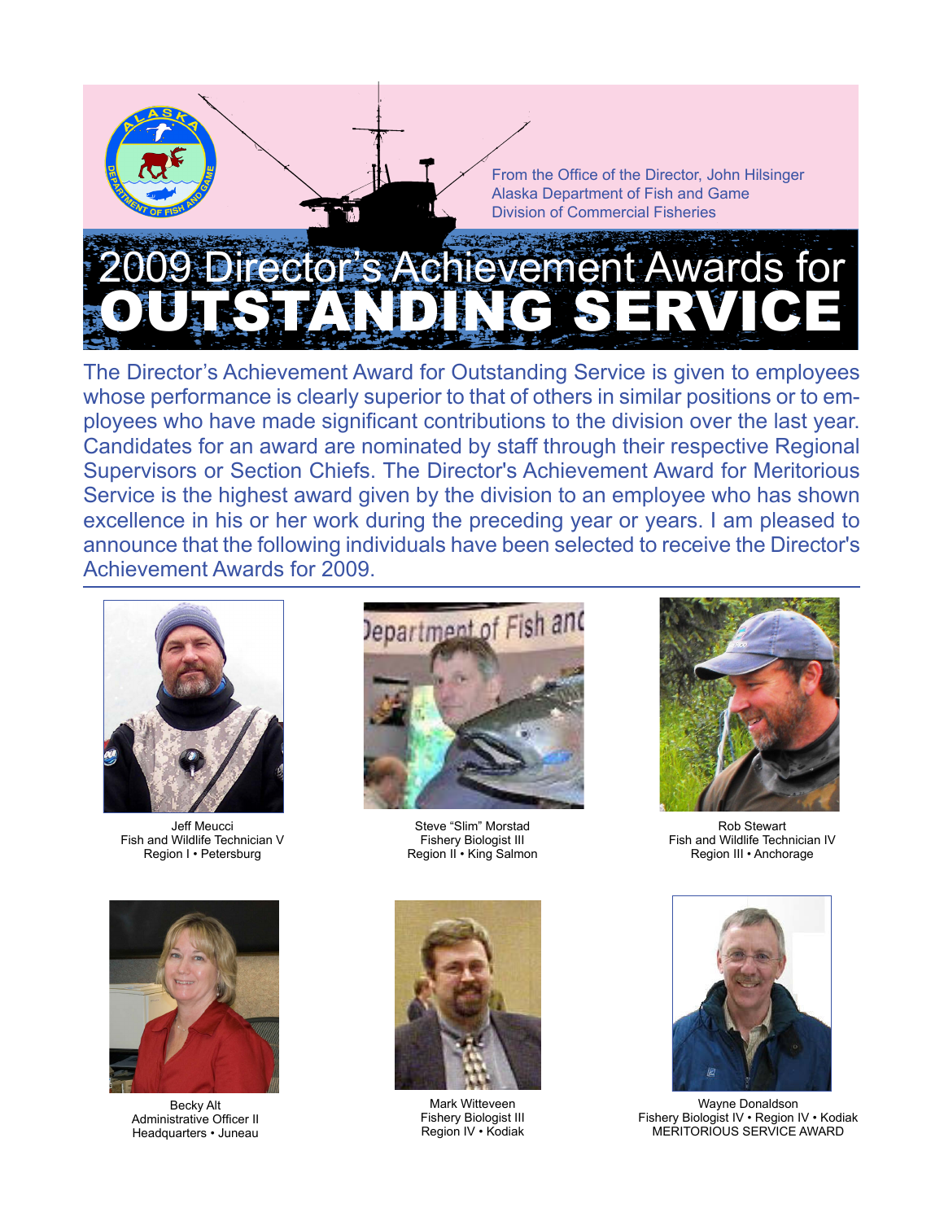From the Office of the Director, John Hilsinger
Alaska Department of Fish and Game
Division of Commercial Fisheries

# 2009 Director's Achievement Awards for OUTSTANDING SERVICE

The Director's Achievement Award for Outstanding Service is given to employees whose performance is clearly superior to that of others in similar positions or to employees who have made significant contributions to the division over the last year. Candidates for an award are nominated by staff through their respective Regional Supervisors or Section Chiefs. The Director's Achievement Award for Meritorious Service is the highest award given by the division to an employee who has shown excellence in his or her work during the preceding year or years. I am pleased to announce that the following individuals have been selected to receive the Director's Achievement Awards for 2009.

Jeff Meucci
Fish and Wildlife Technician V
Region I • Petersburg

Steve "Slim" Morstad
Fishery Biologist III
Region II • King Salmon

Rob Stewart
Fish and Wildlife Technician IV
Region III • Anchorage

Becky Alt
Administrative Officer II
Headquarters • Juneau

Mark Witteveen
Fishery Biologist III
Region IV • Kodiak

Wayne Donaldson
Fishery Biologist IV • Region IV • Kodiak
MERITORIOUS SERVICE AWARD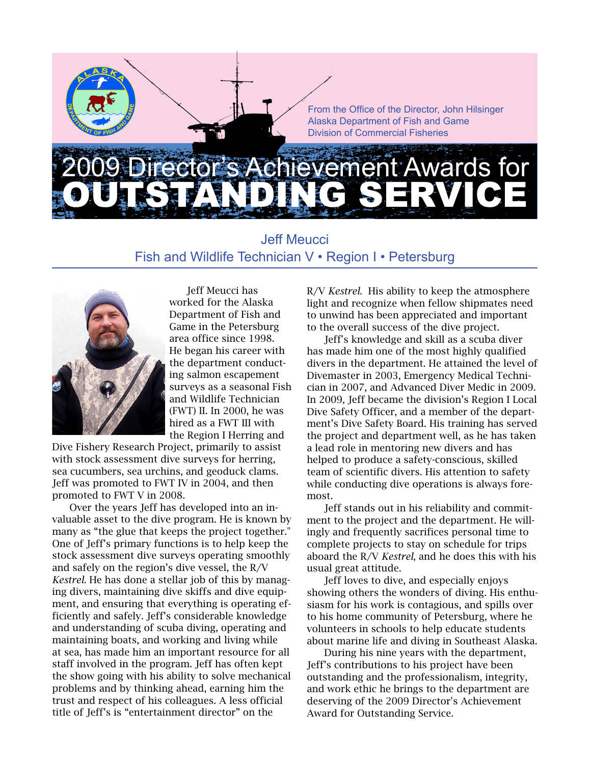From the Office of the Director, John Hilsinger
Alaska Department of Fish and Game
Division of Commercial Fisheries

# 2009 Director's Achievement Awards for OUTSTANDING SERVICE

## Jeff Meucci
### Fish and Wildlife Technician V • Region I • Petersburg

Jeff Meucci has worked for the Alaska Department of Fish and Game in the Petersburg area office since 1998. He began his career with the department conducting salmon escapement surveys as a seasonal Fish and Wildlife Technician (FWT) II. In 2000, he was hired as a FWT III with the Region I Herring and Dive Fishery Research Project, primarily to assist with stock assessment dive surveys for herring, sea cucumbers, sea urchins, and geoduck clams. Jeff was promoted to FWT IV in 2004, and then promoted to FWT V in 2008.

Over the years Jeff has developed into an invaluable asset to the dive program. He is known by many as "the glue that keeps the project together." One of Jeff's primary functions is to help keep the stock assessment dive surveys operating smoothly and safely on the region's dive vessel, the R/V *Kestrel*. He has done a stellar job of this by managing divers, maintaining dive skiffs and dive equipment, and ensuring that everything is operating efficiently and safely. Jeff's considerable knowledge and understanding of scuba diving, operating and maintaining boats, and working and living while at sea, has made him an important resource for all staff involved in the program. Jeff has often kept the show going with his ability to solve mechanical problems and by thinking ahead, earning him the trust and respect of his colleagues. A less official title of Jeff's is "entertainment director" on the R/V *Kestrel*. His ability to keep the atmosphere light and recognize when fellow shipmates need to unwind has been appreciated and important to the overall success of the dive project.

Jeff's knowledge and skill as a scuba diver has made him one of the most highly qualified divers in the department. He attained the level of Divemaster in 2003, Emergency Medical Technician in 2007, and Advanced Diver Medic in 2009. In 2009, Jeff became the division's Region I Local Dive Safety Officer, and a member of the department's Dive Safety Board. His training has served the project and department well, as he has taken a lead role in mentoring new divers and has helped to produce a safety-conscious, skilled team of scientific divers. His attention to safety while conducting dive operations is always foremost.

Jeff stands out in his reliability and commitment to the project and the department. He willingly and frequently sacrifices personal time to complete projects to stay on schedule for trips aboard the R/V *Kestrel*, and he does this with his usual great attitude.

Jeff loves to dive, and especially enjoys showing others the wonders of diving. His enthusiasm for his work is contagious, and spills over to his home community of Petersburg, where he volunteers in schools to help educate students about marine life and diving in Southeast Alaska.

During his nine years with the department, Jeff's contributions to his project have been outstanding and the professionalism, integrity, and work ethic he brings to the department are deserving of the 2009 Director's Achievement Award for Outstanding Service.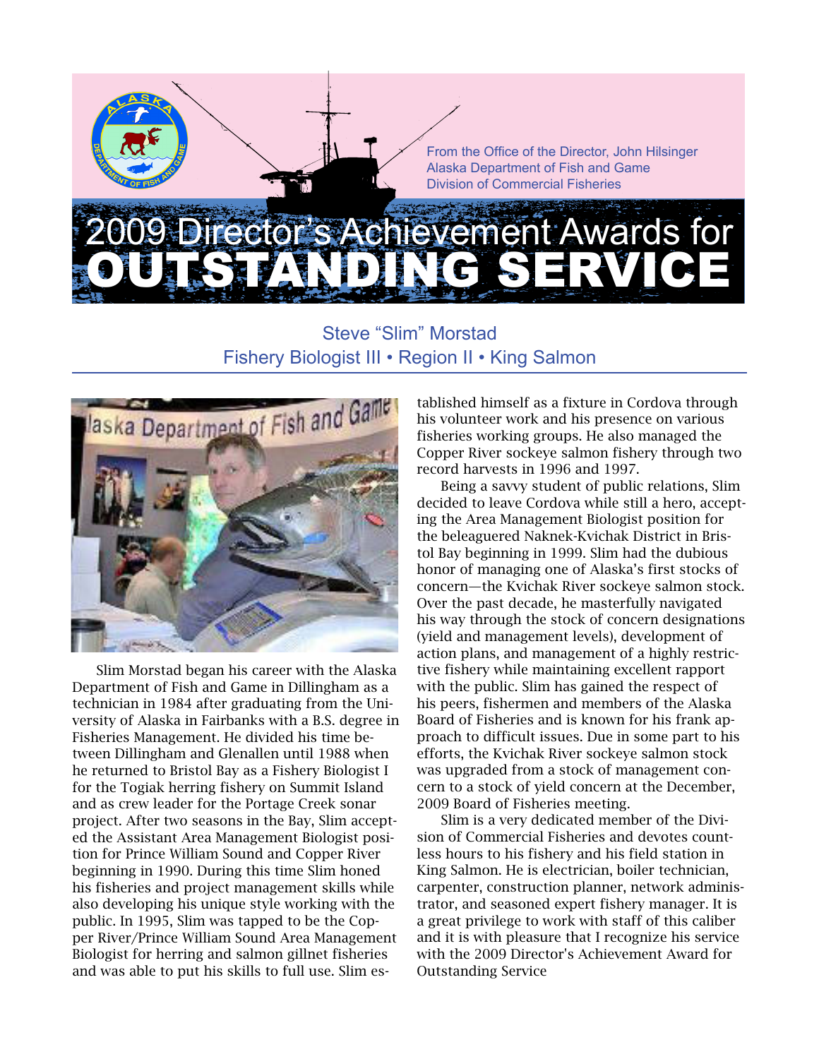From the Office of the Director, John Hilsinger
Alaska Department of Fish and Game
Division of Commercial Fisheries

# 2009 Director's Achievement Awards for OUTSTANDING SERVICE

## Steve "Slim" Morstad
## Fishery Biologist III • Region II • King Salmon

Slim Morstad began his career with the Alaska Department of Fish and Game in Dillingham as a technician in 1984 after graduating from the University of Alaska in Fairbanks with a B.S. degree in Fisheries Management. He divided his time between Dillingham and Glenallen until 1988 when he returned to Bristol Bay as a Fishery Biologist I for the Togiak herring fishery on Summit Island and as crew leader for the Portage Creek sonar project. After two seasons in the Bay, Slim accepted the Assistant Area Management Biologist position for Prince William Sound and Copper River beginning in 1990. During this time Slim honed his fisheries and project management skills while also developing his unique style working with the public. In 1995, Slim was tapped to be the Copper River/Prince William Sound Area Management Biologist for herring and salmon gillnet fisheries and was able to put his skills to full use. Slim established himself as a fixture in Cordova through his volunteer work and his presence on various fisheries working groups. He also managed the Copper River sockeye salmon fishery through two record harvests in 1996 and 1997.

Being a savvy student of public relations, Slim decided to leave Cordova while still a hero, accepting the Area Management Biologist position for the beleaguered Naknek-Kvichak District in Bristol Bay beginning in 1999. Slim had the dubious honor of managing one of Alaska's first stocks of concern—the Kvichak River sockeye salmon stock. Over the past decade, he masterfully navigated his way through the stock of concern designations (yield and management levels), development of action plans, and management of a highly restrictive fishery while maintaining excellent rapport with the public. Slim has gained the respect of his peers, fishermen and members of the Alaska Board of Fisheries and is known for his frank approach to difficult issues. Due in some part to his efforts, the Kvichak River sockeye salmon stock was upgraded from a stock of management concern to a stock of yield concern at the December, 2009 Board of Fisheries meeting.

Slim is a very dedicated member of the Division of Commercial Fisheries and devotes countless hours to his fishery and his field station in King Salmon. He is electrician, boiler technician, carpenter, construction planner, network administrator, and seasoned expert fishery manager. It is a great privilege to work with staff of this caliber and it is with pleasure that I recognize his service with the 2009 Director's Achievement Award for Outstanding Service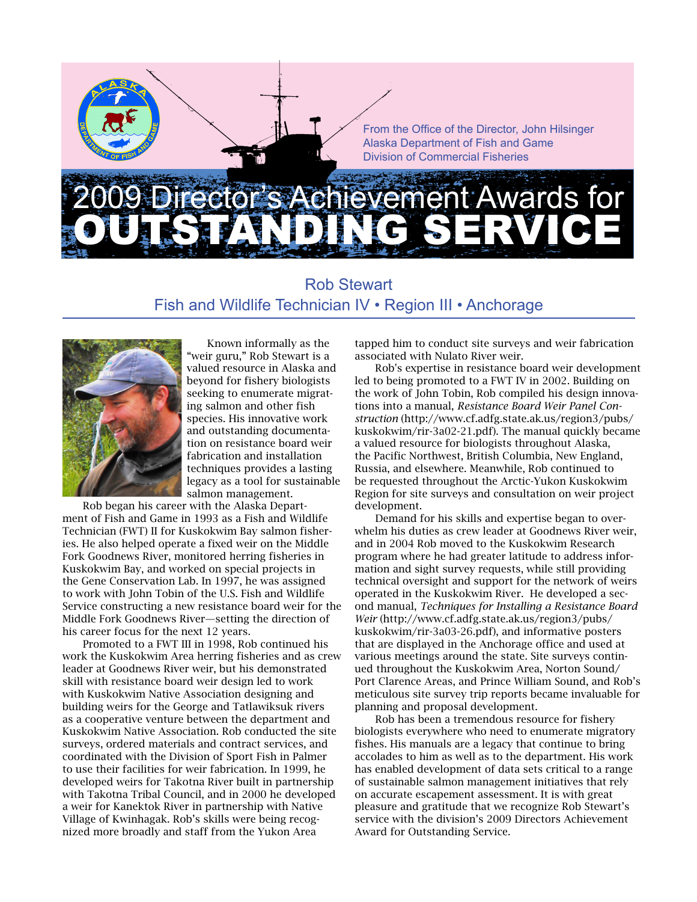From the Office of the Director, John Hilsinger
Alaska Department of Fish and Game
Division of Commercial Fisheries

# 2009 Director's Achievement Awards for OUTSTANDING SERVICE

## Rob Stewart
## Fish and Wildlife Technician IV • Region III • Anchorage

Known informally as the "weir guru," Rob Stewart is a valued resource in Alaska and beyond for fishery biologists seeking to enumerate migrating salmon and other fish species. His innovative work and outstanding documentation on resistance board weir fabrication and installation techniques provides a lasting legacy as a tool for sustainable salmon management.

Rob began his career with the Alaska Department of Fish and Game in 1993 as a Fish and Wildlife Technician (FWT) II for Kuskokwim Bay salmon fisheries. He also helped operate a fixed weir on the Middle Fork Goodnews River, monitored herring fisheries in Kuskokwim Bay, and worked on special projects in the Gene Conservation Lab. In 1997, he was assigned to work with John Tobin of the U.S. Fish and Wildlife Service constructing a new resistance board weir for the Middle Fork Goodnews River—setting the direction of his career focus for the next 12 years.

Promoted to a FWT III in 1998, Rob continued his work the Kuskokwim Area herring fisheries and as crew leader at Goodnews River weir, but his demonstrated skill with resistance board weir design led to work with Kuskokwim Native Association designing and building weirs for the George and Tatlawiksuk rivers as a cooperative venture between the department and Kuskokwim Native Association. Rob conducted the site surveys, ordered materials and contract services, and coordinated with the Division of Sport Fish in Palmer to use their facilities for weir fabrication. In 1999, he developed weirs for Takotna River built in partnership with Takotna Tribal Council, and in 2000 he developed a weir for Kanektok River in partnership with Native Village of Kwinhagak. Rob's skills were being recognized more broadly and staff from the Yukon Area tapped him to conduct site surveys and weir fabrication associated with Nulato River weir.

Rob's expertise in resistance board weir development led to being promoted to a FWT IV in 2002. Building on the work of John Tobin, Rob compiled his design innovations into a manual, *Resistance Board Weir Panel Construction* (http://www.cf.adfg.state.ak.us/region3/pubs/kuskokwim/rir-3a02-21.pdf). The manual quickly became a valued resource for biologists throughout Alaska, the Pacific Northwest, British Columbia, New England, Russia, and elsewhere. Meanwhile, Rob continued to be requested throughout the Arctic-Yukon Kuskokwim Region for site surveys and consultation on weir project development.

Demand for his skills and expertise began to overwhelm his duties as crew leader at Goodnews River weir, and in 2004 Rob moved to the Kuskokwim Research program where he had greater latitude to address information and sight survey requests, while still providing technical oversight and support for the network of weirs operated in the Kuskokwim River. He developed a second manual, *Techniques for Installing a Resistance Board Weir* (http://www.cf.adfg.state.ak.us/region3/pubs/kuskokwim/rir-3a03-26.pdf), and informative posters that are displayed in the Anchorage office and used at various meetings around the state. Site surveys continued throughout the Kuskokwim Area, Norton Sound/Port Clarence Areas, and Prince William Sound, and Rob's meticulous site survey trip reports became invaluable for planning and proposal development.

Rob has been a tremendous resource for fishery biologists everywhere who need to enumerate migratory fishes. His manuals are a legacy that continue to bring accolades to him as well as to the department. His work has enabled development of data sets critical to a range of sustainable salmon management initiatives that rely on accurate escapement assessment. It is with great pleasure and gratitude that we recognize Rob Stewart's service with the division's 2009 Directors Achievement Award for Outstanding Service.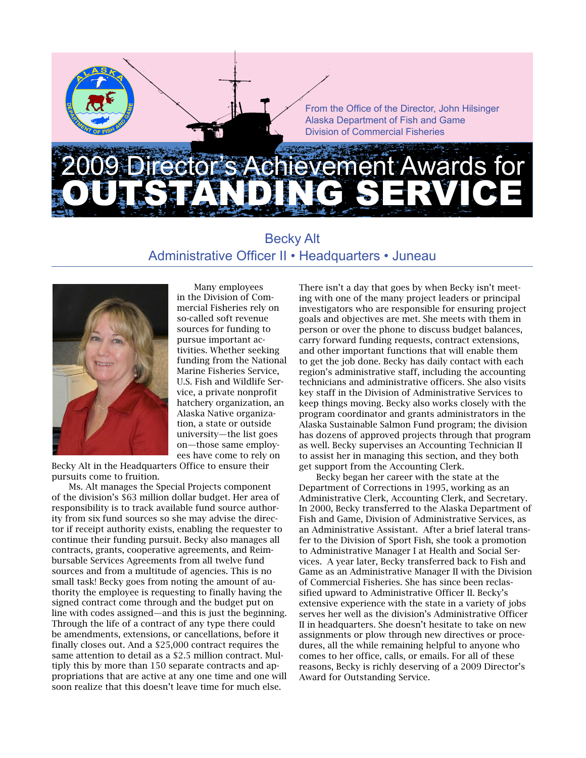From the Office of the Director, John Hilsinger
Alaska Department of Fish and Game
Division of Commercial Fisheries

# 2009 Director's Achievement Awards for OUTSTANDING SERVICE

## Becky Alt
### Administrative Officer II • Headquarters • Juneau

Many employees in the Division of Commercial Fisheries rely on so-called soft revenue sources for funding to pursue important activities. Whether seeking funding from the National Marine Fisheries Service, U.S. Fish and Wildlife Service, a private nonprofit hatchery organization, an Alaska Native organization, a state or outside university—the list goes on—those same employees have come to rely on Becky Alt in the Headquarters Office to ensure their pursuits come to fruition.

Ms. Alt manages the Special Projects component of the division's $63 million dollar budget. Her area of responsibility is to track available fund source authority from six fund sources so she may advise the director if receipt authority exists, enabling the requester to continue their funding pursuit. Becky also manages all contracts, grants, cooperative agreements, and Reimbursable Services Agreements from all twelve fund sources and from a multitude of agencies. This is no small task! Becky goes from noting the amount of authority the employee is requesting to finally having the signed contract come through and the budget put on line with codes assigned—and this is just the beginning. Through the life of a contract of any type there could be amendments, extensions, or cancellations, before it finally closes out. And a $25,000 contract requires the same attention to detail as a $2.5 million contract. Multiply this by more than 150 separate contracts and appropriations that are active at any one time and one will soon realize that this doesn't leave time for much else.

There isn't a day that goes by when Becky isn't meeting with one of the many project leaders or principal investigators who are responsible for ensuring project goals and objectives are met. She meets with them in person or over the phone to discuss budget balances, carry forward funding requests, contract extensions, and other important functions that will enable them to get the job done. Becky has daily contact with each region's administrative staff, including the accounting technicians and administrative officers. She also visits key staff in the Division of Administrative Services to keep things moving. Becky also works closely with the program coordinator and grants administrators in the Alaska Sustainable Salmon Fund program; the division has dozens of approved projects through that program as well. Becky supervises an Accounting Technician II to assist her in managing this section, and they both get support from the Accounting Clerk.

Becky began her career with the state at the Department of Corrections in 1995, working as an Administrative Clerk, Accounting Clerk, and Secretary. In 2000, Becky transferred to the Alaska Department of Fish and Game, Division of Administrative Services, as an Administrative Assistant. After a brief lateral transfer to the Division of Sport Fish, she took a promotion to Administrative Manager I at Health and Social Services. A year later, Becky transferred back to Fish and Game as an Administrative Manager II with the Division of Commercial Fisheries. She has since been reclassified upward to Administrative Officer II. Becky's extensive experience with the state in a variety of jobs serves her well as the division's Administrative Officer II in headquarters. She doesn't hesitate to take on new assignments or plow through new directives or procedures, all the while remaining helpful to anyone who comes to her office, calls, or emails. For all of these reasons, Becky is richly deserving of a 2009 Director's Award for Outstanding Service.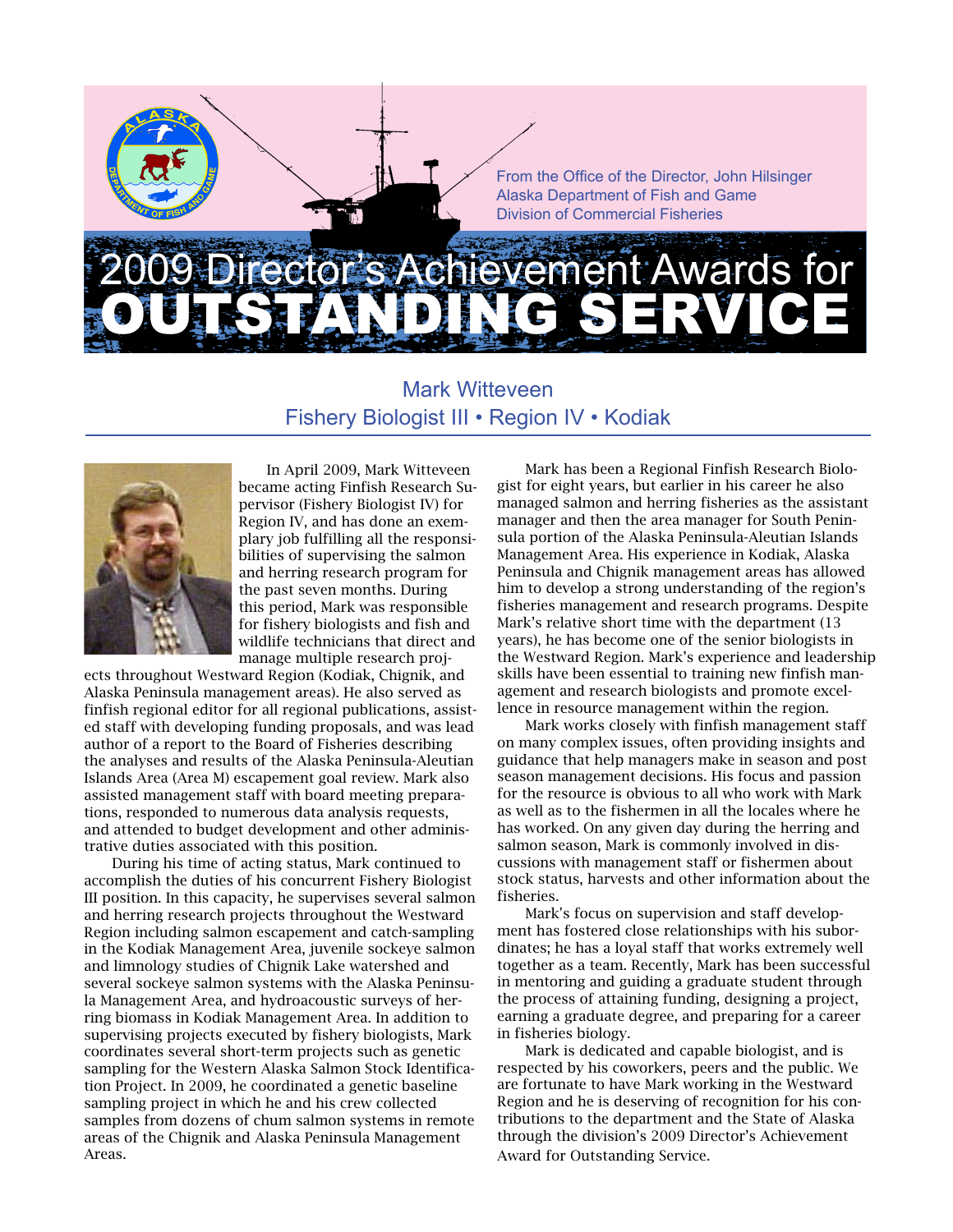From the Office of the Director, John Hilsinger
Alaska Department of Fish and Game
Division of Commercial Fisheries

# 2009 Director's Achievement Awards for OUTSTANDING SERVICE

## Mark Witteveen
## Fishery Biologist III • Region IV • Kodiak

In April 2009, Mark Witteveen became acting Finfish Research Supervisor (Fishery Biologist IV) for Region IV, and has done an exemplary job fulfilling all the responsibilities of supervising the salmon and herring research program for the past seven months. During this period, Mark was responsible for fishery biologists and fish and wildlife technicians that direct and manage multiple research projects throughout Westward Region (Kodiak, Chignik, and Alaska Peninsula management areas). He also served as finfish regional editor for all regional publications, assisted staff with developing funding proposals, and was lead author of a report to the Board of Fisheries describing the analyses and results of the Alaska Peninsula-Aleutian Islands Area (Area M) escapement goal review. Mark also assisted management staff with board meeting preparations, responded to numerous data analysis requests, and attended to budget development and other administrative duties associated with this position.

During his time of acting status, Mark continued to accomplish the duties of his concurrent Fishery Biologist III position. In this capacity, he supervises several salmon and herring research projects throughout the Westward Region including salmon escapement and catch-sampling in the Kodiak Management Area, juvenile sockeye salmon and limnology studies of Chignik Lake watershed and several sockeye salmon systems with the Alaska Peninsula Management Area, and hydroacoustic surveys of herring biomass in Kodiak Management Area. In addition to supervising projects executed by fishery biologists, Mark coordinates several short-term projects such as genetic sampling for the Western Alaska Salmon Stock Identification Project. In 2009, he coordinated a genetic baseline sampling project in which he and his crew collected samples from dozens of chum salmon systems in remote areas of the Chignik and Alaska Peninsula Management Areas.

Mark has been a Regional Finfish Research Biologist for eight years, but earlier in his career he also managed salmon and herring fisheries as the assistant manager and then the area manager for South Peninsula portion of the Alaska Peninsula-Aleutian Islands Management Area. His experience in Kodiak, Alaska Peninsula and Chignik management areas has allowed him to develop a strong understanding of the region's fisheries management and research programs. Despite Mark's relative short time with the department (13 years), he has become one of the senior biologists in the Westward Region. Mark's experience and leadership skills have been essential to training new finfish management and research biologists and promote excellence in resource management within the region.

Mark works closely with finfish management staff on many complex issues, often providing insights and guidance that help managers make in season and post season management decisions. His focus and passion for the resource is obvious to all who work with Mark as well as to the fishermen in all the locales where he has worked. On any given day during the herring and salmon season, Mark is commonly involved in discussions with management staff or fishermen about stock status, harvests and other information about the fisheries.

Mark's focus on supervision and staff development has fostered close relationships with his subordinates; he has a loyal staff that works extremely well together as a team. Recently, Mark has been successful in mentoring and guiding a graduate student through the process of attaining funding, designing a project, earning a graduate degree, and preparing for a career in fisheries biology.

Mark is dedicated and capable biologist, and is respected by his coworkers, peers and the public. We are fortunate to have Mark working in the Westward Region and he is deserving of recognition for his contributions to the department and the State of Alaska through the division's 2009 Director's Achievement Award for Outstanding Service.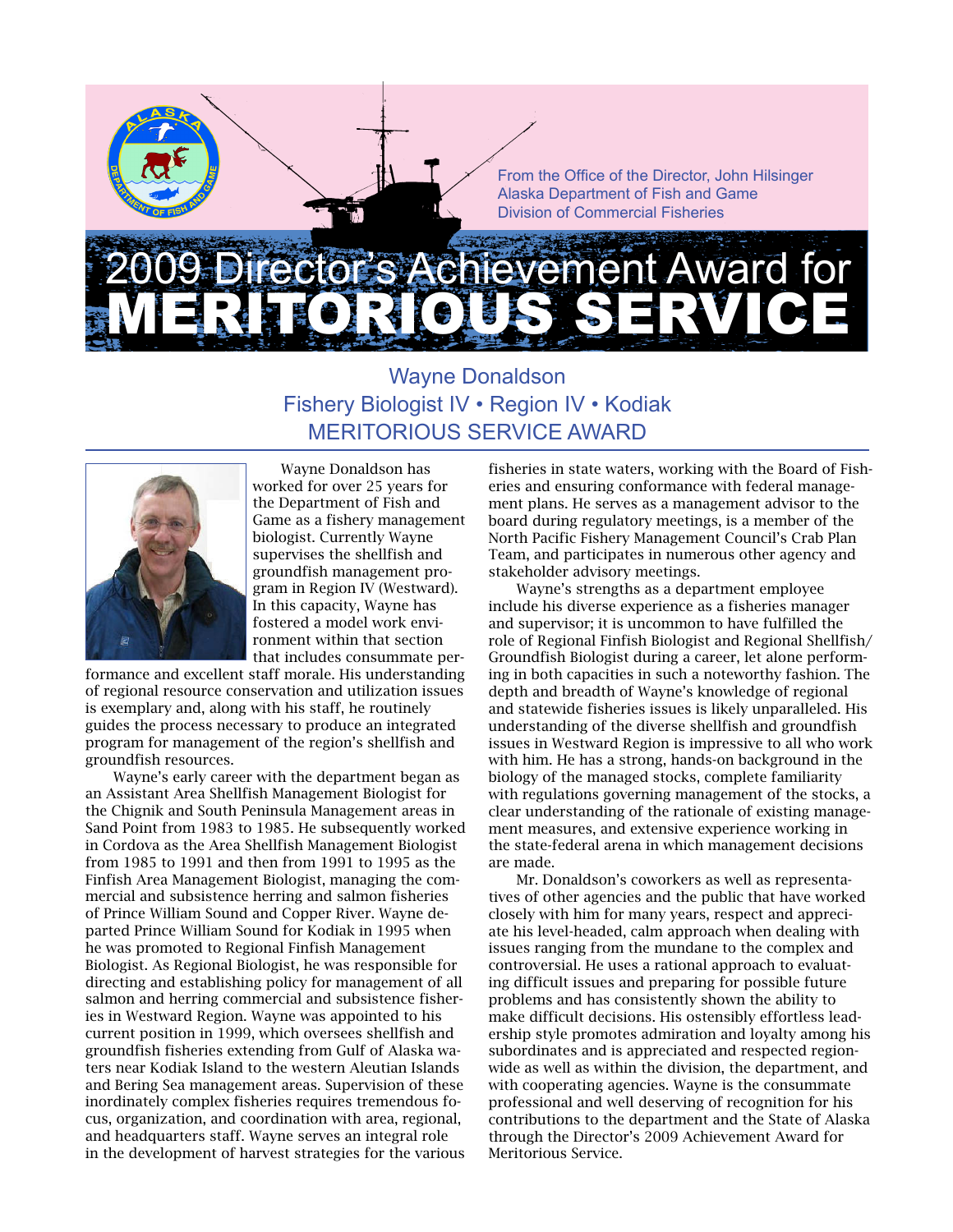From the Office of the Director, John Hilsinger
Alaska Department of Fish and Game
Division of Commercial Fisheries

# 2009 Director's Achievement Award for MERITORIOUS SERVICE

## Wayne Donaldson
## Fishery Biologist IV • Region IV • Kodiak
## MERITORIOUS SERVICE AWARD

Wayne Donaldson has worked for over 25 years for the Department of Fish and Game as a fishery management biologist. Currently Wayne supervises the shellfish and groundfish management program in Region IV (Westward). In this capacity, Wayne has fostered a model work environment within that section that includes consummate performance and excellent staff morale. His understanding of regional resource conservation and utilization issues is exemplary and, along with his staff, he routinely guides the process necessary to produce an integrated program for management of the region's shellfish and groundfish resources.

Wayne's early career with the department began as an Assistant Area Shellfish Management Biologist for the Chignik and South Peninsula Management areas in Sand Point from 1983 to 1985. He subsequently worked in Cordova as the Area Shellfish Management Biologist from 1985 to 1991 and then from 1991 to 1995 as the Finfish Area Management Biologist, managing the commercial and subsistence herring and salmon fisheries of Prince William Sound and Copper River. Wayne departed Prince William Sound for Kodiak in 1995 when he was promoted to Regional Finfish Management Biologist. As Regional Biologist, he was responsible for directing and establishing policy for management of all salmon and herring commercial and subsistence fisheries in Westward Region. Wayne was appointed to his current position in 1999, which oversees shellfish and groundfish fisheries extending from Gulf of Alaska waters near Kodiak Island to the western Aleutian Islands and Bering Sea management areas. Supervision of these inordinately complex fisheries requires tremendous focus, organization, and coordination with area, regional, and headquarters staff. Wayne serves an integral role in the development of harvest strategies for the various fisheries in state waters, working with the Board of Fisheries and ensuring conformance with federal management plans. He serves as a management advisor to the board during regulatory meetings, is a member of the North Pacific Fishery Management Council's Crab Plan Team, and participates in numerous other agency and stakeholder advisory meetings.

Wayne's strengths as a department employee include his diverse experience as a fisheries manager and supervisor; it is uncommon to have fulfilled the role of Regional Finfish Biologist and Regional Shellfish/Groundfish Biologist during a career, let alone performing in both capacities in such a noteworthy fashion. The depth and breadth of Wayne's knowledge of regional and statewide fisheries issues is likely unparalleled. His understanding of the diverse shellfish and groundfish issues in Westward Region is impressive to all who work with him. He has a strong, hands-on background in the biology of the managed stocks, complete familiarity with regulations governing management of the stocks, a clear understanding of the rationale of existing management measures, and extensive experience working in the state-federal arena in which management decisions are made.

Mr. Donaldson's coworkers as well as representatives of other agencies and the public that have worked closely with him for many years, respect and appreciate his level-headed, calm approach when dealing with issues ranging from the mundane to the complex and controversial. He uses a rational approach to evaluating difficult issues and preparing for possible future problems and has consistently shown the ability to make difficult decisions. His ostensibly effortless leadership style promotes admiration and loyalty among his subordinates and is appreciated and respected region-wide as well as within the division, the department, and with cooperating agencies. Wayne is the consummate professional and well deserving of recognition for his contributions to the department and the State of Alaska through the Director's 2009 Achievement Award for Meritorious Service.